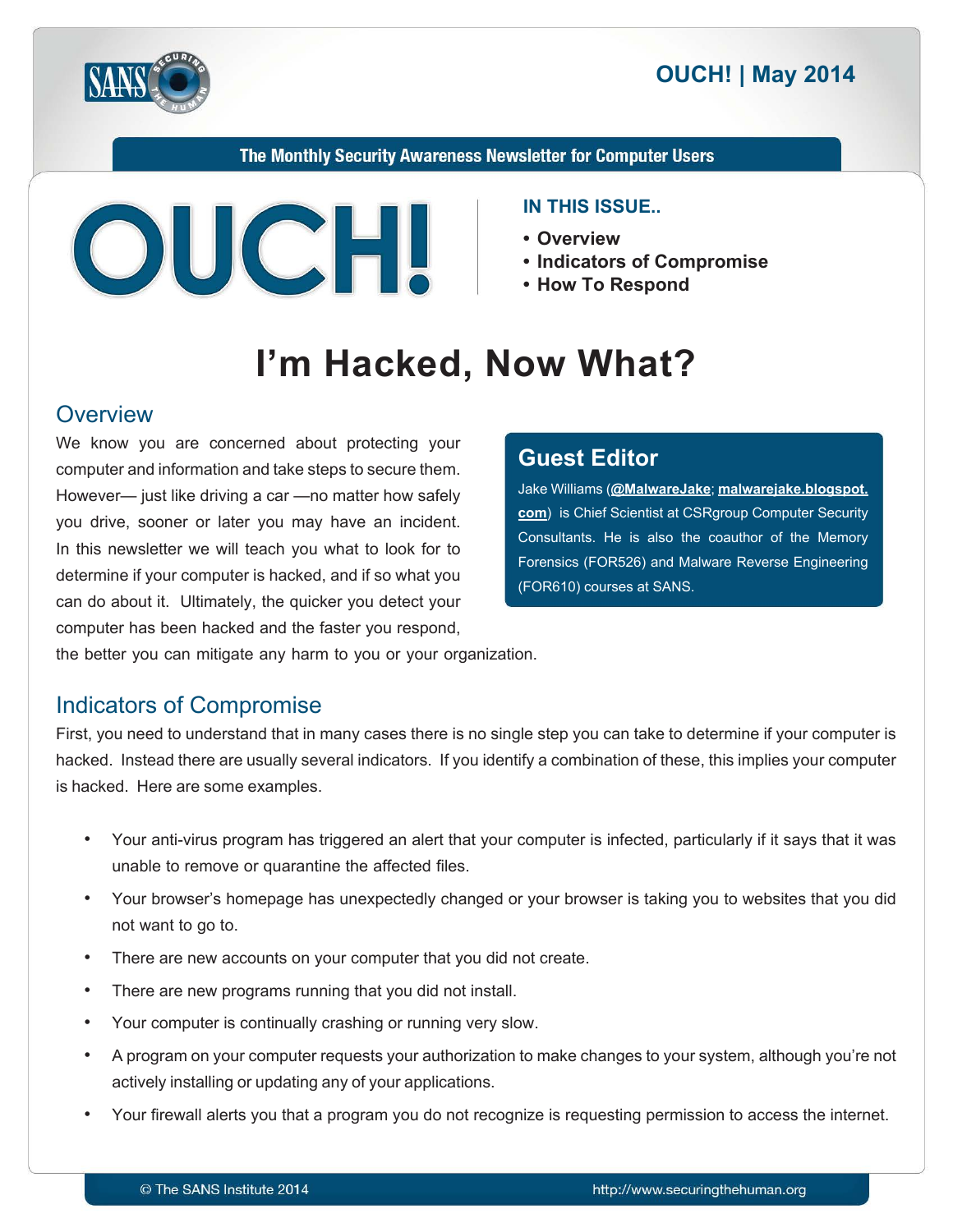# OUCH! | May 2014

The Monthly Security Awareness Newsletter for Computer Users

**IN THIS ISSUE..**

- Overview
- Indicators of Compromise
- How To Respond

# I'm Hacked, Now What?

## Overview

We know you are concerned about protecting your computer and information and take steps to secure them. However— just like driving a car —no matter how safely you drive, sooner or later you may have an incident. In this newsletter we will teach you what to look for to determine if your computer is hacked, and if so what you can do about it. Ultimately, the quicker you detect your computer has been hacked and the faster you respond, the better you can mitigate any harm to you or your organization.

### Guest Editor

Jake Williams (**@MalwareJake**; **malwarejake.blogspot.com**) is Chief Scientist at CSRgroup Computer Security Consultants. He is also the coauthor of the Memory Forensics (FOR526) and Malware Reverse Engineering (FOR610) courses at SANS.

## Indicators of Compromise

First, you need to understand that in many cases there is no single step you can take to determine if your computer is hacked. Instead there are usually several indicators. If you identify a combination of these, this implies your computer is hacked. Here are some examples.

- Your anti-virus program has triggered an alert that your computer is infected, particularly if it says that it was unable to remove or quarantine the affected files.
- Your browser's homepage has unexpectedly changed or your browser is taking you to websites that you did not want to go to.
- There are new accounts on your computer that you did not create.
- There are new programs running that you did not install.
- Your computer is continually crashing or running very slow.
- A program on your computer requests your authorization to make changes to your system, although you're not actively installing or updating any of your applications.
- Your firewall alerts you that a program you do not recognize is requesting permission to access the internet.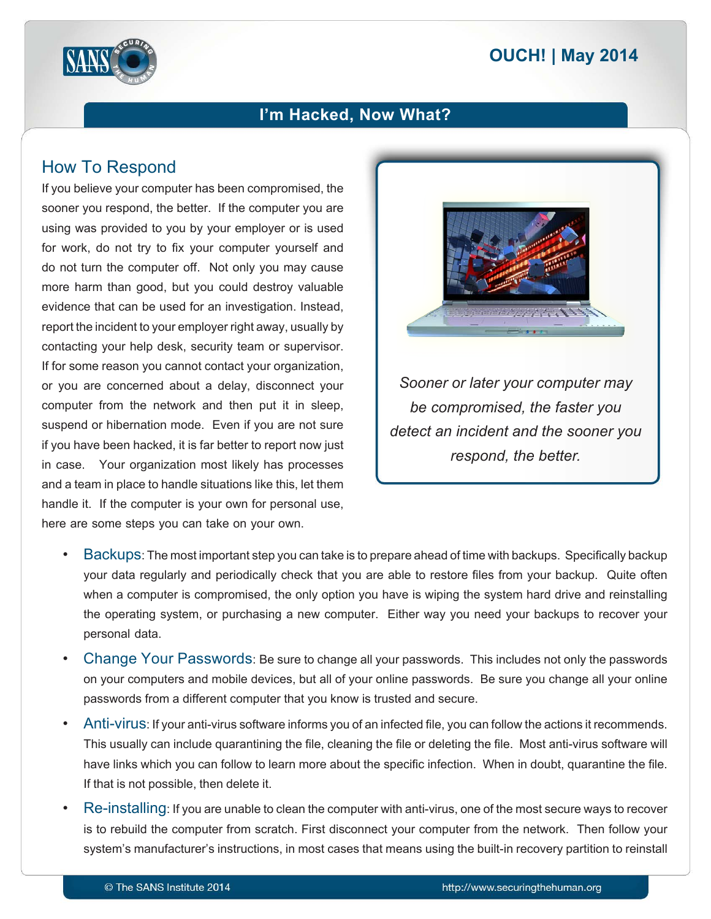## I'm Hacked, Now What?

### How To Respond

If you believe your computer has been compromised, the sooner you respond, the better. If the computer you are using was provided to you by your employer or is used for work, do not try to fix your computer yourself and do not turn the computer off. Not only you may cause more harm than good, but you could destroy valuable evidence that can be used for an investigation. Instead, report the incident to your employer right away, usually by contacting your help desk, security team or supervisor. If for some reason you cannot contact your organization, or you are concerned about a delay, disconnect your computer from the network and then put it in sleep, suspend or hibernation mode. Even if you are not sure if you have been hacked, it is far better to report now just in case. Your organization most likely has processes and a team in place to handle situations like this, let them handle it. If the computer is your own for personal use, here are some steps you can take on your own.

*Sooner or later your computer may be compromised, the faster you detect an incident and the sooner you respond, the better.*

- **Backups**: The most important step you can take is to prepare ahead of time with backups. Specifically backup your data regularly and periodically check that you are able to restore files from your backup. Quite often when a computer is compromised, the only option you have is wiping the system hard drive and reinstalling the operating system, or purchasing a new computer. Either way you need your backups to recover your personal data.
- **Change Your Passwords**: Be sure to change all your passwords. This includes not only the passwords on your computers and mobile devices, but all of your online passwords. Be sure you change all your online passwords from a different computer that you know is trusted and secure.
- **Anti-virus**: If your anti-virus software informs you of an infected file, you can follow the actions it recommends. This usually can include quarantining the file, cleaning the file or deleting the file. Most anti-virus software will have links which you can follow to learn more about the specific infection. When in doubt, quarantine the file. If that is not possible, then delete it.
- **Re-installing**: If you are unable to clean the computer with anti-virus, one of the most secure ways to recover is to rebuild the computer from scratch. First disconnect your computer from the network. Then follow your system's manufacturer's instructions, in most cases that means using the built-in recovery partition to reinstall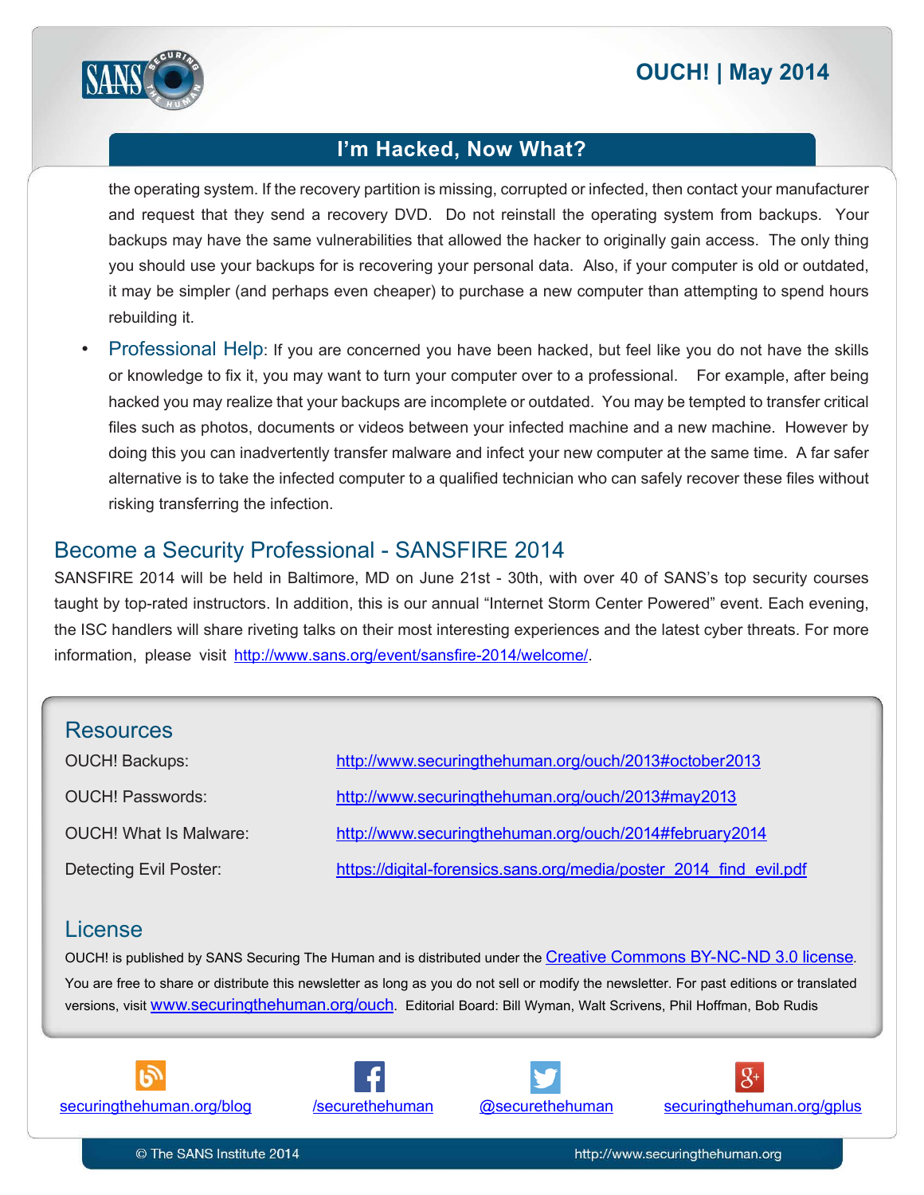the operating system. If the recovery partition is missing, corrupted or infected, then contact your manufacturer and request that they send a recovery DVD. Do not reinstall the operating system from backups. Your backups may have the same vulnerabilities that allowed the hacker to originally gain access. The only thing you should use your backups for is recovering your personal data. Also, if your computer is old or outdated, it may be simpler (and perhaps even cheaper) to purchase a new computer than attempting to spend hours rebuilding it.

- Professional Help: If you are concerned you have been hacked, but feel like you do not have the skills or knowledge to fix it, you may want to turn your computer over to a professional. For example, after being hacked you may realize that your backups are incomplete or outdated. You may be tempted to transfer critical files such as photos, documents or videos between your infected machine and a new machine. However by doing this you can inadvertently transfer malware and infect your new computer at the same time. A far safer alternative is to take the infected computer to a qualified technician who can safely recover these files without risking transferring the infection.

## Become a Security Professional - SANSFIRE 2014

SANSFIRE 2014 will be held in Baltimore, MD on June 21st - 30th, with over 40 of SANS's top security courses taught by top-rated instructors. In addition, this is our annual "Internet Storm Center Powered" event. Each evening, the ISC handlers will share riveting talks on their most interesting experiences and the latest cyber threats. For more information, please visit http://www.sans.org/event/sansfire-2014/welcome/.

## Resources

| | |
|---|---|
| OUCH! Backups: | http://www.securingthehuman.org/ouch/2013#october2013 |
| OUCH! Passwords: | http://www.securingthehuman.org/ouch/2013#may2013 |
| OUCH! What Is Malware: | http://www.securingthehuman.org/ouch/2014#february2014 |
| Detecting Evil Poster: | https://digital-forensics.sans.org/media/poster_2014_find_evil.pdf |

## License

OUCH! is published by SANS Securing The Human and is distributed under the Creative Commons BY-NC-ND 3.0 license. You are free to share or distribute this newsletter as long as you do not sell or modify the newsletter. For past editions or translated versions, visit www.securingthehuman.org/ouch. Editorial Board: Bill Wyman, Walt Scrivens, Phil Hoffman, Bob Rudis

securingthehuman.org/blog | /securethehuman | @securethehuman | securingthehuman.org/gplus